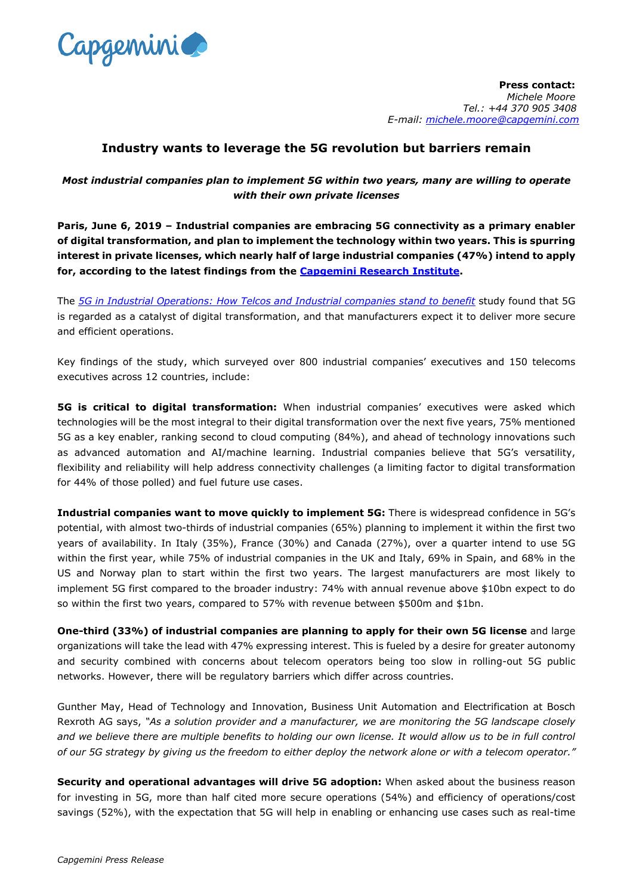Capgemini

**Press contact:**
*Michele Moore*
*Tel.: +44 370 905 3408*
*E-mail: [michele.moore@capgemini.com](mailto:michele.moore@capgemini.com)*

# Industry wants to leverage the 5G revolution but barriers remain

***Most industrial companies plan to implement 5G within two years, many are willing to operate with their own private licenses***

**Paris, June 6, 2019 – Industrial companies are embracing 5G connectivity as a primary enabler of digital transformation, and plan to implement the technology within two years. This is spurring interest in private licenses, which nearly half of large industrial companies (47%) intend to apply for, according to the latest findings from the Capgemini Research Institute.**

The *5G in Industrial Operations: How Telcos and Industrial companies stand to benefit* study found that 5G is regarded as a catalyst of digital transformation, and that manufacturers expect it to deliver more secure and efficient operations.

Key findings of the study, which surveyed over 800 industrial companies' executives and 150 telecoms executives across 12 countries, include:

**5G is critical to digital transformation:** When industrial companies' executives were asked which technologies will be the most integral to their digital transformation over the next five years, 75% mentioned 5G as a key enabler, ranking second to cloud computing (84%), and ahead of technology innovations such as advanced automation and AI/machine learning. Industrial companies believe that 5G's versatility, flexibility and reliability will help address connectivity challenges (a limiting factor to digital transformation for 44% of those polled) and fuel future use cases.

**Industrial companies want to move quickly to implement 5G:** There is widespread confidence in 5G's potential, with almost two-thirds of industrial companies (65%) planning to implement it within the first two years of availability. In Italy (35%), France (30%) and Canada (27%), over a quarter intend to use 5G within the first year, while 75% of industrial companies in the UK and Italy, 69% in Spain, and 68% in the US and Norway plan to start within the first two years. The largest manufacturers are most likely to implement 5G first compared to the broader industry: 74% with annual revenue above $10bn expect to do so within the first two years, compared to 57% with revenue between $500m and $1bn.

**One-third (33%) of industrial companies are planning to apply for their own 5G license** and large organizations will take the lead with 47% expressing interest. This is fueled by a desire for greater autonomy and security combined with concerns about telecom operators being too slow in rolling-out 5G public networks. However, there will be regulatory barriers which differ across countries.

Gunther May, Head of Technology and Innovation, Business Unit Automation and Electrification at Bosch Rexroth AG says, *"As a solution provider and a manufacturer, we are monitoring the 5G landscape closely and we believe there are multiple benefits to holding our own license. It would allow us to be in full control of our 5G strategy by giving us the freedom to either deploy the network alone or with a telecom operator."*

**Security and operational advantages will drive 5G adoption:** When asked about the business reason for investing in 5G, more than half cited more secure operations (54%) and efficiency of operations/cost savings (52%), with the expectation that 5G will help in enabling or enhancing use cases such as real-time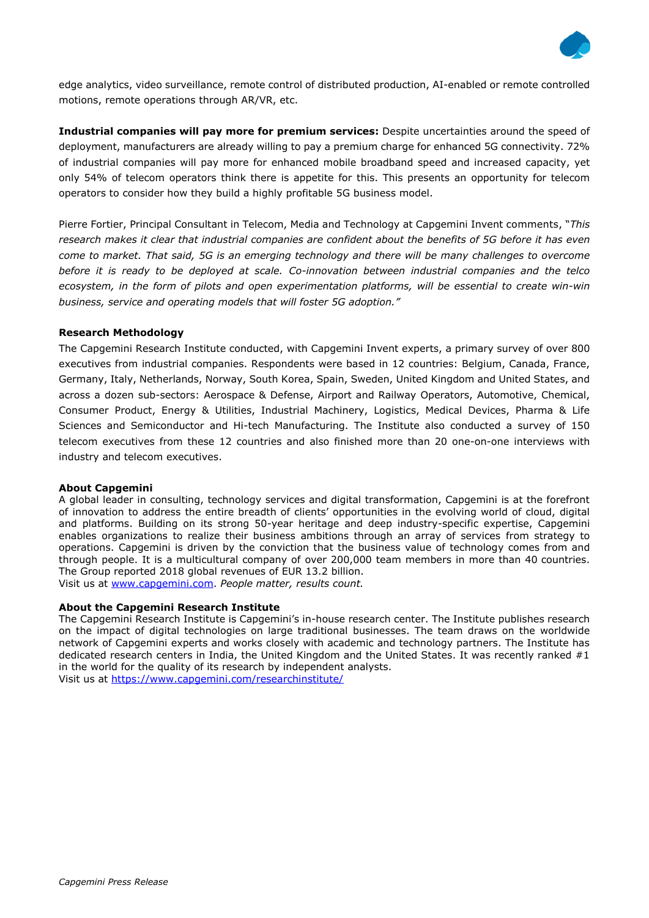edge analytics, video surveillance, remote control of distributed production, AI-enabled or remote controlled motions, remote operations through AR/VR, etc.

**Industrial companies will pay more for premium services:** Despite uncertainties around the speed of deployment, manufacturers are already willing to pay a premium charge for enhanced 5G connectivity. 72% of industrial companies will pay more for enhanced mobile broadband speed and increased capacity, yet only 54% of telecom operators think there is appetite for this. This presents an opportunity for telecom operators to consider how they build a highly profitable 5G business model.

Pierre Fortier, Principal Consultant in Telecom, Media and Technology at Capgemini Invent comments, "*This research makes it clear that industrial companies are confident about the benefits of 5G before it has even come to market. That said, 5G is an emerging technology and there will be many challenges to overcome before it is ready to be deployed at scale. Co-innovation between industrial companies and the telco ecosystem, in the form of pilots and open experimentation platforms, will be essential to create win-win business, service and operating models that will foster 5G adoption."*

**Research Methodology**

The Capgemini Research Institute conducted, with Capgemini Invent experts, a primary survey of over 800 executives from industrial companies. Respondents were based in 12 countries: Belgium, Canada, France, Germany, Italy, Netherlands, Norway, South Korea, Spain, Sweden, United Kingdom and United States, and across a dozen sub-sectors: Aerospace & Defense, Airport and Railway Operators, Automotive, Chemical, Consumer Product, Energy & Utilities, Industrial Machinery, Logistics, Medical Devices, Pharma & Life Sciences and Semiconductor and Hi-tech Manufacturing. The Institute also conducted a survey of 150 telecom executives from these 12 countries and also finished more than 20 one-on-one interviews with industry and telecom executives.

**About Capgemini**

A global leader in consulting, technology services and digital transformation, Capgemini is at the forefront of innovation to address the entire breadth of clients' opportunities in the evolving world of cloud, digital and platforms. Building on its strong 50-year heritage and deep industry-specific expertise, Capgemini enables organizations to realize their business ambitions through an array of services from strategy to operations. Capgemini is driven by the conviction that the business value of technology comes from and through people. It is a multicultural company of over 200,000 team members in more than 40 countries. The Group reported 2018 global revenues of EUR 13.2 billion.
Visit us at [www.capgemini.com](http://www.capgemini.com). *People matter, results count.*

**About the Capgemini Research Institute**

The Capgemini Research Institute is Capgemini's in-house research center. The Institute publishes research on the impact of digital technologies on large traditional businesses. The team draws on the worldwide network of Capgemini experts and works closely with academic and technology partners. The Institute has dedicated research centers in India, the United Kingdom and the United States. It was recently ranked #1 in the world for the quality of its research by independent analysts.
Visit us at [https://www.capgemini.com/researchinstitute/](https://www.capgemini.com/researchinstitute/)